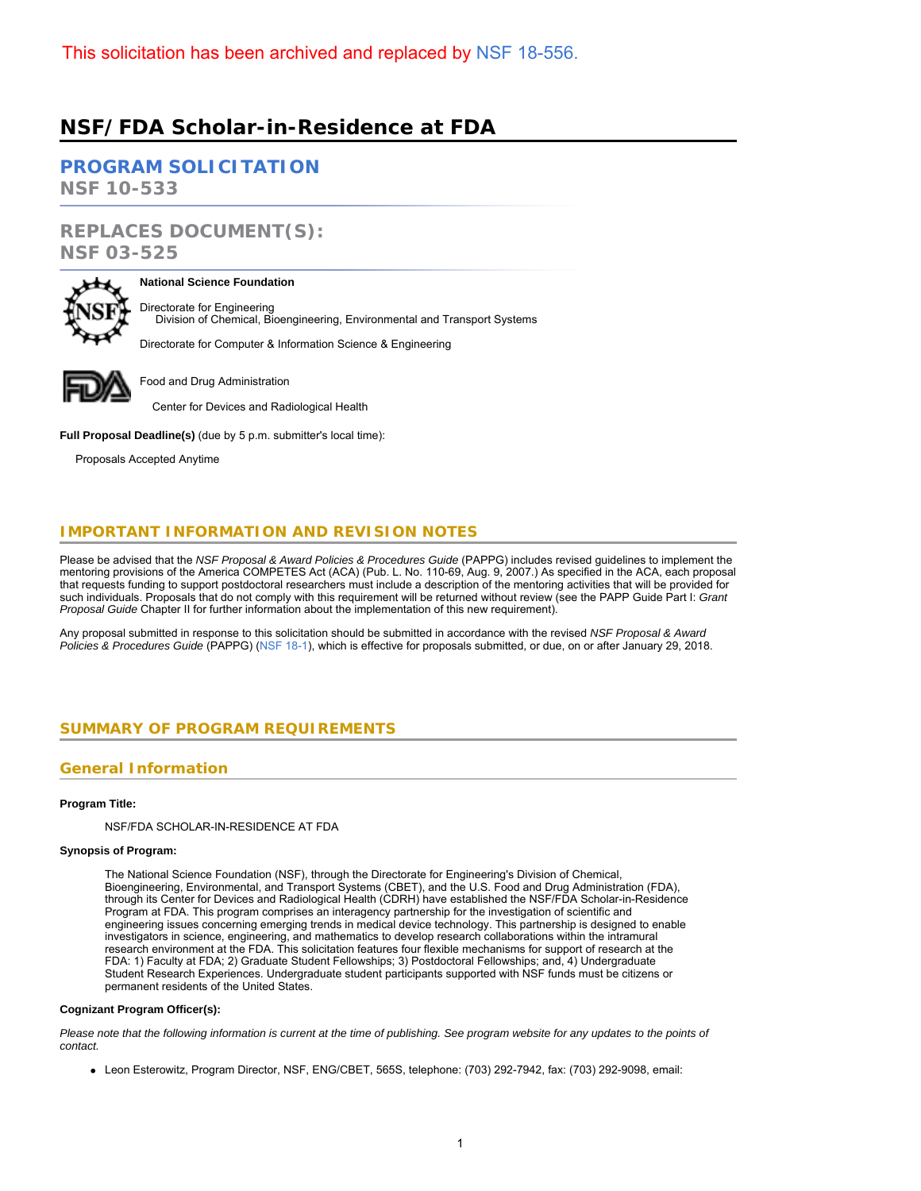This solicitation has been archived and replaced by NSF 18-556.

# NSF/FDA Scholar-in-Residence at FDA

## PROGRAM SOLICITATION
**NSF 10-533**

## REPLACES DOCUMENT(S):
**NSF 03-525**

**National Science Foundation**

Directorate for Engineering
Division of Chemical, Bioengineering, Environmental and Transport Systems

Directorate for Computer & Information Science & Engineering

Food and Drug Administration

Center for Devices and Radiological Health

**Full Proposal Deadline(s)** (due by 5 p.m. submitter's local time):

Proposals Accepted Anytime

## IMPORTANT INFORMATION AND REVISION NOTES

Please be advised that the *NSF Proposal & Award Policies & Procedures Guide* (PAPPG) includes revised guidelines to implement the mentoring provisions of the America COMPETES Act (ACA) (Pub. L. No. 110-69, Aug. 9, 2007.) As specified in the ACA, each proposal that requests funding to support postdoctoral researchers must include a description of the mentoring activities that will be provided for such individuals. Proposals that do not comply with this requirement will be returned without review (see the PAPP Guide Part I: *Grant Proposal Guide* Chapter II for further information about the implementation of this new requirement).

Any proposal submitted in response to this solicitation should be submitted in accordance with the revised *NSF Proposal & Award Policies & Procedures Guide* (PAPPG) (NSF 18-1), which is effective for proposals submitted, or due, on or after January 29, 2018.

## SUMMARY OF PROGRAM REQUIREMENTS

### General Information

**Program Title:**

NSF/FDA SCHOLAR-IN-RESIDENCE AT FDA

**Synopsis of Program:**

The National Science Foundation (NSF), through the Directorate for Engineering's Division of Chemical, Bioengineering, Environmental, and Transport Systems (CBET), and the U.S. Food and Drug Administration (FDA), through its Center for Devices and Radiological Health (CDRH) have established the NSF/FDA Scholar-in-Residence Program at FDA. This program comprises an interagency partnership for the investigation of scientific and engineering issues concerning emerging trends in medical device technology. This partnership is designed to enable investigators in science, engineering, and mathematics to develop research collaborations within the intramural research environment at the FDA. This solicitation features four flexible mechanisms for support of research at the FDA: 1) Faculty at FDA; 2) Graduate Student Fellowships; 3) Postdoctoral Fellowships; and, 4) Undergraduate Student Research Experiences. Undergraduate student participants supported with NSF funds must be citizens or permanent residents of the United States.

**Cognizant Program Officer(s):**

*Please note that the following information is current at the time of publishing. See program website for any updates to the points of contact.*

- Leon Esterowitz, Program Director, NSF, ENG/CBET, 565S, telephone: (703) 292-7942, fax: (703) 292-9098, email: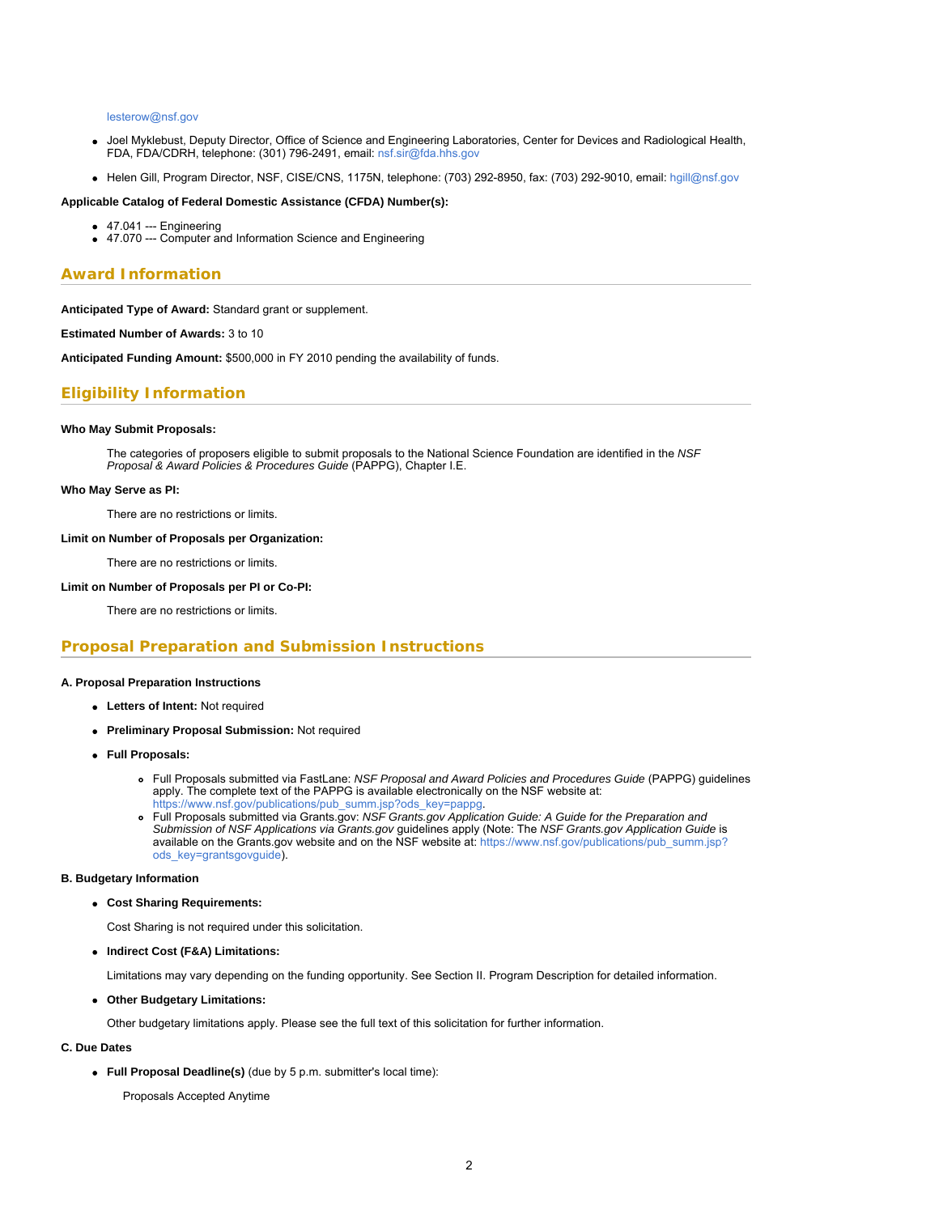lesterow@nsf.gov

- Joel Myklebust, Deputy Director, Office of Science and Engineering Laboratories, Center for Devices and Radiological Health, FDA, FDA/CDRH, telephone: (301) 796-2491, email: nsf.sir@fda.hhs.gov
- Helen Gill, Program Director, NSF, CISE/CNS, 1175N, telephone: (703) 292-8950, fax: (703) 292-9010, email: hgill@nsf.gov

**Applicable Catalog of Federal Domestic Assistance (CFDA) Number(s):**

- 47.041 --- Engineering
- 47.070 --- Computer and Information Science and Engineering

## Award Information

**Anticipated Type of Award:** Standard grant or supplement.

**Estimated Number of Awards:** 3 to 10

**Anticipated Funding Amount:** $500,000 in FY 2010 pending the availability of funds.

## Eligibility Information

**Who May Submit Proposals:**

The categories of proposers eligible to submit proposals to the National Science Foundation are identified in the *NSF Proposal & Award Policies & Procedures Guide* (PAPPG), Chapter I.E.

**Who May Serve as PI:**

There are no restrictions or limits.

**Limit on Number of Proposals per Organization:**

There are no restrictions or limits.

**Limit on Number of Proposals per PI or Co-PI:**

There are no restrictions or limits.

## Proposal Preparation and Submission Instructions

**A. Proposal Preparation Instructions**

- **Letters of Intent:** Not required
- **Preliminary Proposal Submission:** Not required
- **Full Proposals:**
    - Full Proposals submitted via FastLane: *NSF Proposal and Award Policies and Procedures Guide* (PAPPG) guidelines apply. The complete text of the PAPPG is available electronically on the NSF website at: https://www.nsf.gov/publications/pub_summ.jsp?ods_key=pappg.
    - Full Proposals submitted via Grants.gov: *NSF Grants.gov Application Guide: A Guide for the Preparation and Submission of NSF Applications via Grants.gov* guidelines apply (Note: The *NSF Grants.gov Application Guide* is available on the Grants.gov website and on the NSF website at: https://www.nsf.gov/publications/pub_summ.jsp?ods_key=grantsgovguide).

**B. Budgetary Information**

- **Cost Sharing Requirements:**

  Cost Sharing is not required under this solicitation.

- **Indirect Cost (F&A) Limitations:**

  Limitations may vary depending on the funding opportunity. See Section II. Program Description for detailed information.

- **Other Budgetary Limitations:**

  Other budgetary limitations apply. Please see the full text of this solicitation for further information.

**C. Due Dates**

- **Full Proposal Deadline(s)** (due by 5 p.m. submitter's local time):

  Proposals Accepted Anytime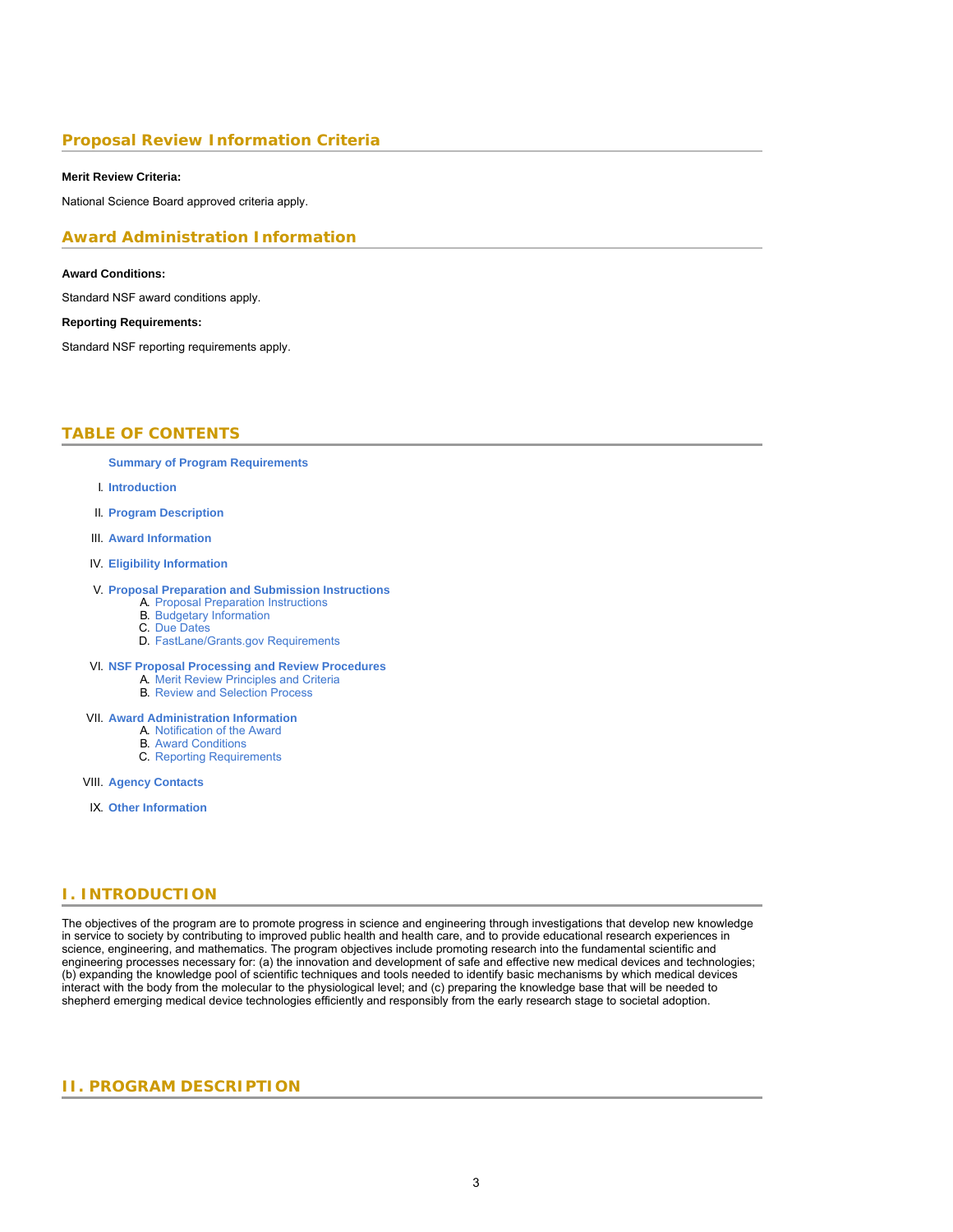## Proposal Review Information Criteria

**Merit Review Criteria:**

National Science Board approved criteria apply.

## Award Administration Information

**Award Conditions:**

Standard NSF award conditions apply.

**Reporting Requirements:**

Standard NSF reporting requirements apply.

## TABLE OF CONTENTS

**Summary of Program Requirements**

I. **Introduction**

II. **Program Description**

III. **Award Information**

IV. **Eligibility Information**

V. **Proposal Preparation and Submission Instructions**
   A. Proposal Preparation Instructions
   B. Budgetary Information
   C. Due Dates
   D. FastLane/Grants.gov Requirements

VI. **NSF Proposal Processing and Review Procedures**
   A. Merit Review Principles and Criteria
   B. Review and Selection Process

VII. **Award Administration Information**
   A. Notification of the Award
   B. Award Conditions
   C. Reporting Requirements

VIII. **Agency Contacts**

IX. **Other Information**

## I. INTRODUCTION

The objectives of the program are to promote progress in science and engineering through investigations that develop new knowledge in service to society by contributing to improved public health and health care, and to provide educational research experiences in science, engineering, and mathematics. The program objectives include promoting research into the fundamental scientific and engineering processes necessary for: (a) the innovation and development of safe and effective new medical devices and technologies; (b) expanding the knowledge pool of scientific techniques and tools needed to identify basic mechanisms by which medical devices interact with the body from the molecular to the physiological level; and (c) preparing the knowledge base that will be needed to shepherd emerging medical device technologies efficiently and responsibly from the early research stage to societal adoption.

## II. PROGRAM DESCRIPTION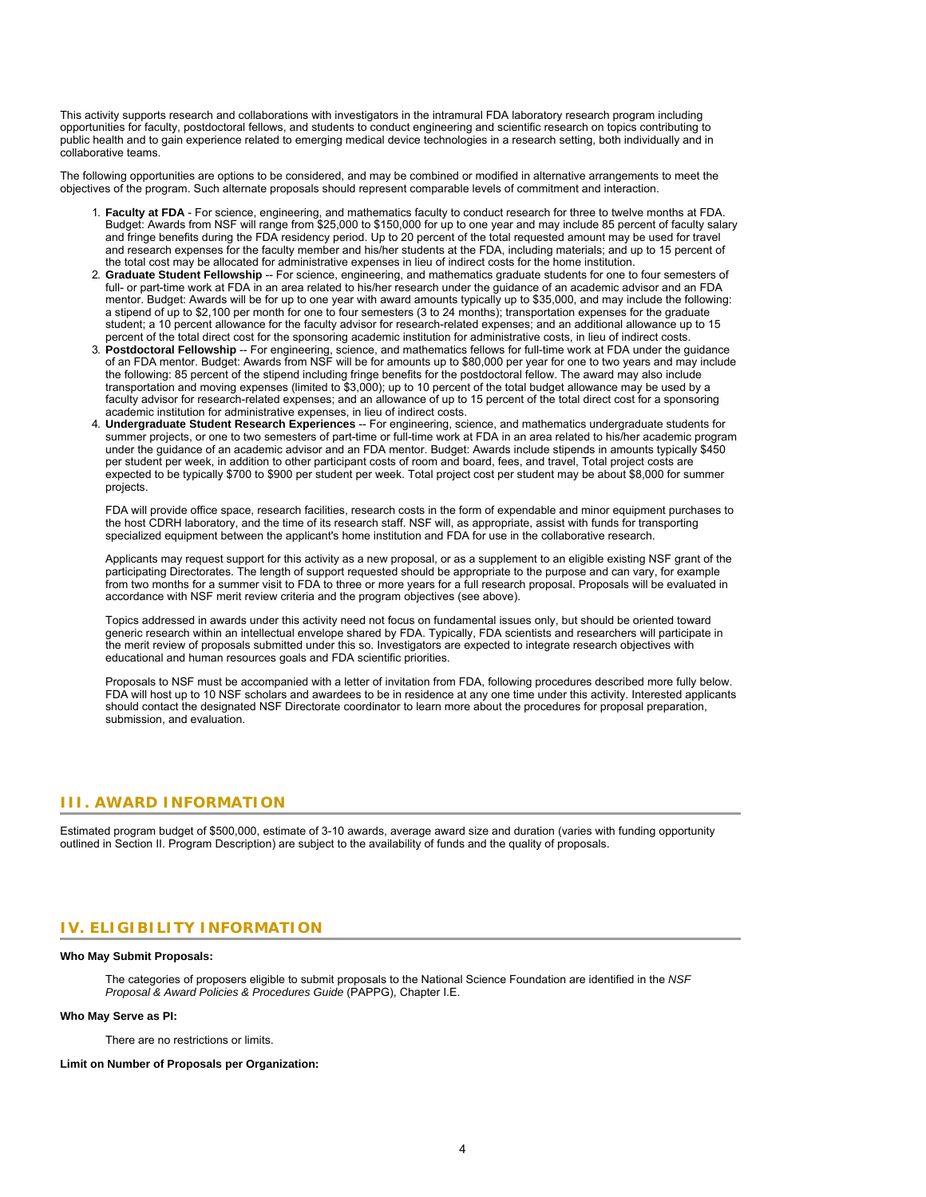This activity supports research and collaborations with investigators in the intramural FDA laboratory research program including opportunities for faculty, postdoctoral fellows, and students to conduct engineering and scientific research on topics contributing to public health and to gain experience related to emerging medical device technologies in a research setting, both individually and in collaborative teams.

The following opportunities are options to be considered, and may be combined or modified in alternative arrangements to meet the objectives of the program. Such alternate proposals should represent comparable levels of commitment and interaction.

1. **Faculty at FDA** - For science, engineering, and mathematics faculty to conduct research for three to twelve months at FDA. Budget: Awards from NSF will range from $25,000 to $150,000 for up to one year and may include 85 percent of faculty salary and fringe benefits during the FDA residency period. Up to 20 percent of the total requested amount may be used for travel and research expenses for the faculty member and his/her students at the FDA, including materials; and up to 15 percent of the total cost may be allocated for administrative expenses in lieu of indirect costs for the home institution.
2. **Graduate Student Fellowship** -- For science, engineering, and mathematics graduate students for one to four semesters of full- or part-time work at FDA in an area related to his/her research under the guidance of an academic advisor and an FDA mentor. Budget: Awards will be for up to one year with award amounts typically up to $35,000, and may include the following: a stipend of up to $2,100 per month for one to four semesters (3 to 24 months); transportation expenses for the graduate student; a 10 percent allowance for the faculty advisor for research-related expenses; and an additional allowance up to 15 percent of the total direct cost for the sponsoring academic institution for administrative costs, in lieu of indirect costs.
3. **Postdoctoral Fellowship** -- For engineering, science, and mathematics fellows for full-time work at FDA under the guidance of an FDA mentor. Budget: Awards from NSF will be for amounts up to $80,000 per year for one to two years and may include the following: 85 percent of the stipend including fringe benefits for the postdoctoral fellow. The award may also include transportation and moving expenses (limited to $3,000); up to 10 percent of the total budget allowance may be used by a faculty advisor for research-related expenses; and an allowance of up to 15 percent of the total direct cost for a sponsoring academic institution for administrative expenses, in lieu of indirect costs.
4. **Undergraduate Student Research Experiences** -- For engineering, science, and mathematics undergraduate students for summer projects, or one to two semesters of part-time or full-time work at FDA in an area related to his/her academic program under the guidance of an academic advisor and an FDA mentor. Budget: Awards include stipends in amounts typically $450 per student per week, in addition to other participant costs of room and board, fees, and travel, Total project costs are expected to be typically $700 to $900 per student per week. Total project cost per student may be about $8,000 for summer projects.

   FDA will provide office space, research facilities, research costs in the form of expendable and minor equipment purchases to the host CDRH laboratory, and the time of its research staff. NSF will, as appropriate, assist with funds for transporting specialized equipment between the applicant's home institution and FDA for use in the collaborative research.

   Applicants may request support for this activity as a new proposal, or as a supplement to an eligible existing NSF grant of the participating Directorates. The length of support requested should be appropriate to the purpose and can vary, for example from two months for a summer visit to FDA to three or more years for a full research proposal. Proposals will be evaluated in accordance with NSF merit review criteria and the program objectives (see above).

   Topics addressed in awards under this activity need not focus on fundamental issues only, but should be oriented toward generic research within an intellectual envelope shared by FDA. Typically, FDA scientists and researchers will participate in the merit review of proposals submitted under this so. Investigators are expected to integrate research objectives with educational and human resources goals and FDA scientific priorities.

   Proposals to NSF must be accompanied with a letter of invitation from FDA, following procedures described more fully below. FDA will host up to 10 NSF scholars and awardees to be in residence at any one time under this activity. Interested applicants should contact the designated NSF Directorate coordinator to learn more about the procedures for proposal preparation, submission, and evaluation.

## III. AWARD INFORMATION

Estimated program budget of $500,000, estimate of 3-10 awards, average award size and duration (varies with funding opportunity outlined in Section II. Program Description) are subject to the availability of funds and the quality of proposals.

## IV. ELIGIBILITY INFORMATION

**Who May Submit Proposals:**

The categories of proposers eligible to submit proposals to the National Science Foundation are identified in the *NSF Proposal & Award Policies & Procedures Guide* (PAPPG), Chapter I.E.

**Who May Serve as PI:**

There are no restrictions or limits.

**Limit on Number of Proposals per Organization:**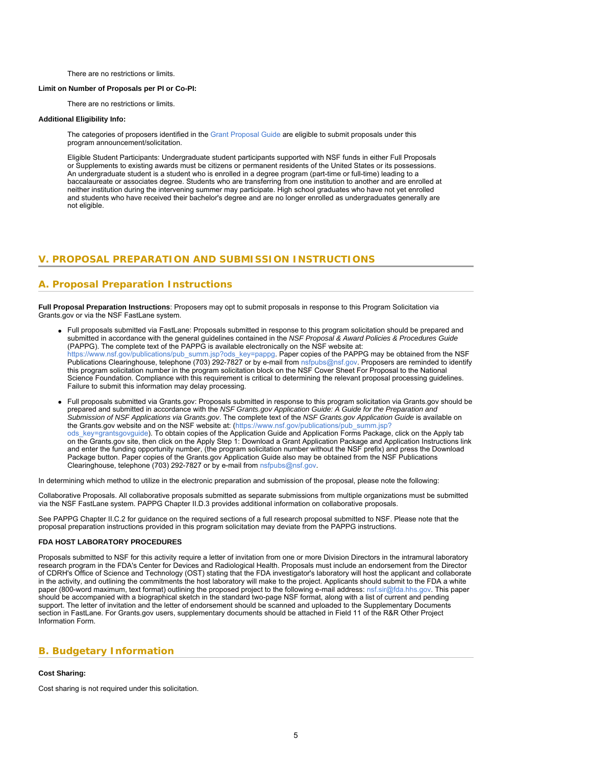There are no restrictions or limits.

**Limit on Number of Proposals per PI or Co-PI:**

There are no restrictions or limits.

**Additional Eligibility Info:**

The categories of proposers identified in the Grant Proposal Guide are eligible to submit proposals under this program announcement/solicitation.

Eligible Student Participants: Undergraduate student participants supported with NSF funds in either Full Proposals or Supplements to existing awards must be citizens or permanent residents of the United States or its possessions. An undergraduate student is a student who is enrolled in a degree program (part-time or full-time) leading to a baccalaureate or associates degree. Students who are transferring from one institution to another and are enrolled at neither institution during the intervening summer may participate. High school graduates who have not yet enrolled and students who have received their bachelor's degree and are no longer enrolled as undergraduates generally are not eligible.

## V. PROPOSAL PREPARATION AND SUBMISSION INSTRUCTIONS

### A. Proposal Preparation Instructions

**Full Proposal Preparation Instructions**: Proposers may opt to submit proposals in response to this Program Solicitation via Grants.gov or via the NSF FastLane system.

- Full proposals submitted via FastLane: Proposals submitted in response to this program solicitation should be prepared and submitted in accordance with the general guidelines contained in the *NSF Proposal & Award Policies & Procedures Guide* (PAPPG). The complete text of the PAPPG is available electronically on the NSF website at: https://www.nsf.gov/publications/pub_summ.jsp?ods_key=pappg. Paper copies of the PAPPG may be obtained from the NSF Publications Clearinghouse, telephone (703) 292-7827 or by e-mail from nsfpubs@nsf.gov. Proposers are reminded to identify this program solicitation number in the program solicitation block on the NSF Cover Sheet For Proposal to the National Science Foundation. Compliance with this requirement is critical to determining the relevant proposal processing guidelines. Failure to submit this information may delay processing.
- Full proposals submitted via Grants.gov: Proposals submitted in response to this program solicitation via Grants.gov should be prepared and submitted in accordance with the *NSF Grants.gov Application Guide: A Guide for the Preparation and Submission of NSF Applications via Grants.gov*. The complete text of the *NSF Grants.gov Application Guide* is available on the Grants.gov website and on the NSF website at: (https://www.nsf.gov/publications/pub_summ.jsp?ods_key=grantsgovguide). To obtain copies of the Application Guide and Application Forms Package, click on the Apply tab on the Grants.gov site, then click on the Apply Step 1: Download a Grant Application Package and Application Instructions link and enter the funding opportunity number, (the program solicitation number without the NSF prefix) and press the Download Package button. Paper copies of the Grants.gov Application Guide also may be obtained from the NSF Publications Clearinghouse, telephone (703) 292-7827 or by e-mail from nsfpubs@nsf.gov.

In determining which method to utilize in the electronic preparation and submission of the proposal, please note the following:

Collaborative Proposals. All collaborative proposals submitted as separate submissions from multiple organizations must be submitted via the NSF FastLane system. PAPPG Chapter II.D.3 provides additional information on collaborative proposals.

See PAPPG Chapter II.C.2 for guidance on the required sections of a full research proposal submitted to NSF. Please note that the proposal preparation instructions provided in this program solicitation may deviate from the PAPPG instructions.

**FDA HOST LABORATORY PROCEDURES**

Proposals submitted to NSF for this activity require a letter of invitation from one or more Division Directors in the intramural laboratory research program in the FDA's Center for Devices and Radiological Health. Proposals must include an endorsement from the Director of CDRH's Office of Science and Technology (OST) stating that the FDA investigator's laboratory will host the applicant and collaborate in the activity, and outlining the commitments the host laboratory will make to the project. Applicants should submit to the FDA a white paper (800-word maximum, text format) outlining the proposed project to the following e-mail address: nsf.sir@fda.hhs.gov. This paper should be accompanied with a biographical sketch in the standard two-page NSF format, along with a list of current and pending support. The letter of invitation and the letter of endorsement should be scanned and uploaded to the Supplementary Documents section in FastLane. For Grants.gov users, supplementary documents should be attached in Field 11 of the R&R Other Project Information Form.

### B. Budgetary Information

**Cost Sharing:**

Cost sharing is not required under this solicitation.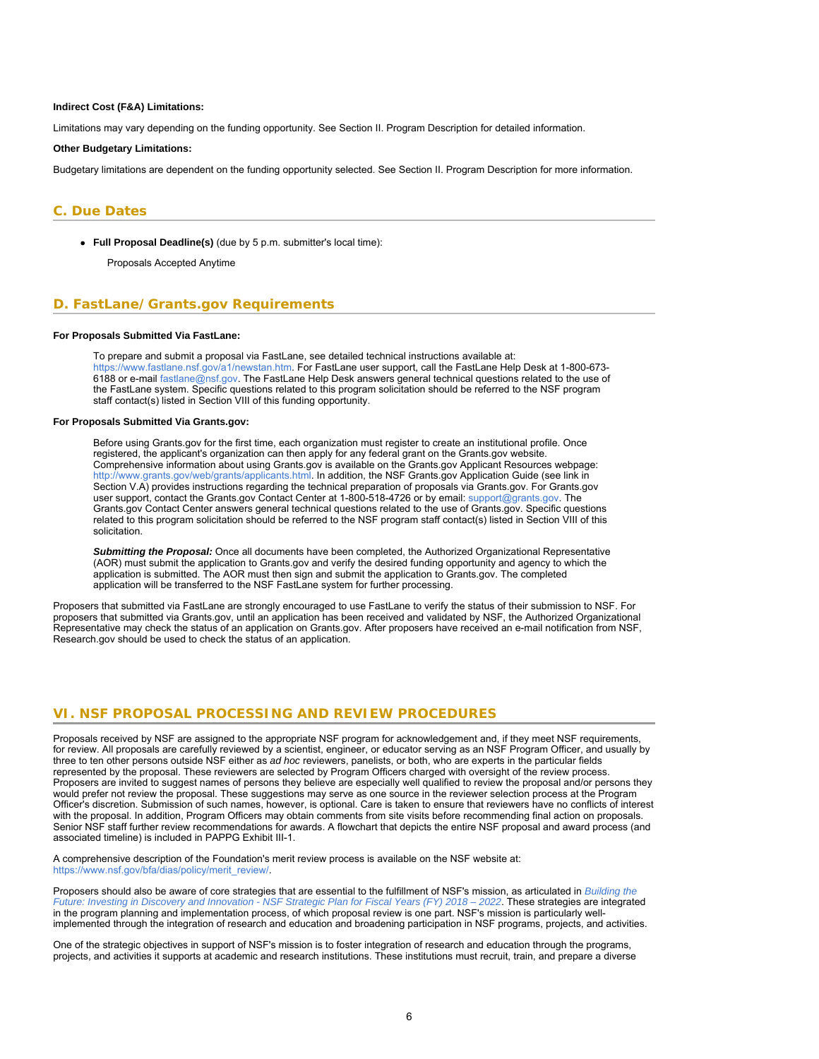**Indirect Cost (F&A) Limitations:**

Limitations may vary depending on the funding opportunity. See Section II. Program Description for detailed information.

**Other Budgetary Limitations:**

Budgetary limitations are dependent on the funding opportunity selected. See Section II. Program Description for more information.

## C. Due Dates

- **Full Proposal Deadline(s)** (due by 5 p.m. submitter's local time):

  Proposals Accepted Anytime

## D. FastLane/Grants.gov Requirements

**For Proposals Submitted Via FastLane:**

> To prepare and submit a proposal via FastLane, see detailed technical instructions available at: https://www.fastlane.nsf.gov/a1/newstan.htm. For FastLane user support, call the FastLane Help Desk at 1-800-673-6188 or e-mail fastlane@nsf.gov. The FastLane Help Desk answers general technical questions related to the use of the FastLane system. Specific questions related to this program solicitation should be referred to the NSF program staff contact(s) listed in Section VIII of this funding opportunity.

**For Proposals Submitted Via Grants.gov:**

> Before using Grants.gov for the first time, each organization must register to create an institutional profile. Once registered, the applicant's organization can then apply for any federal grant on the Grants.gov website. Comprehensive information about using Grants.gov is available on the Grants.gov Applicant Resources webpage: http://www.grants.gov/web/grants/applicants.html. In addition, the NSF Grants.gov Application Guide (see link in Section V.A) provides instructions regarding the technical preparation of proposals via Grants.gov. For Grants.gov user support, contact the Grants.gov Contact Center at 1-800-518-4726 or by email: support@grants.gov. The Grants.gov Contact Center answers general technical questions related to the use of Grants.gov. Specific questions related to this program solicitation should be referred to the NSF program staff contact(s) listed in Section VIII of this solicitation.
>
> ***Submitting the Proposal:*** Once all documents have been completed, the Authorized Organizational Representative (AOR) must submit the application to Grants.gov and verify the desired funding opportunity and agency to which the application is submitted. The AOR must then sign and submit the application to Grants.gov. The completed application will be transferred to the NSF FastLane system for further processing.

Proposers that submitted via FastLane are strongly encouraged to use FastLane to verify the status of their submission to NSF. For proposers that submitted via Grants.gov, until an application has been received and validated by NSF, the Authorized Organizational Representative may check the status of an application on Grants.gov. After proposers have received an e-mail notification from NSF, Research.gov should be used to check the status of an application.

# VI. NSF PROPOSAL PROCESSING AND REVIEW PROCEDURES

Proposals received by NSF are assigned to the appropriate NSF program for acknowledgement and, if they meet NSF requirements, for review. All proposals are carefully reviewed by a scientist, engineer, or educator serving as an NSF Program Officer, and usually by three to ten other persons outside NSF either as *ad hoc* reviewers, panelists, or both, who are experts in the particular fields represented by the proposal. These reviewers are selected by Program Officers charged with oversight of the review process. Proposers are invited to suggest names of persons they believe are especially well qualified to review the proposal and/or persons they would prefer not review the proposal. These suggestions may serve as one source in the reviewer selection process at the Program Officer's discretion. Submission of such names, however, is optional. Care is taken to ensure that reviewers have no conflicts of interest with the proposal. In addition, Program Officers may obtain comments from site visits before recommending final action on proposals. Senior NSF staff further review recommendations for awards. A flowchart that depicts the entire NSF proposal and award process (and associated timeline) is included in PAPPG Exhibit III-1.

A comprehensive description of the Foundation's merit review process is available on the NSF website at: https://www.nsf.gov/bfa/dias/policy/merit_review/.

Proposers should also be aware of core strategies that are essential to the fulfillment of NSF's mission, as articulated in *Building the Future: Investing in Discovery and Innovation - NSF Strategic Plan for Fiscal Years (FY) 2018 – 2022*. These strategies are integrated in the program planning and implementation process, of which proposal review is one part. NSF's mission is particularly well-implemented through the integration of research and education and broadening participation in NSF programs, projects, and activities.

One of the strategic objectives in support of NSF's mission is to foster integration of research and education through the programs, projects, and activities it supports at academic and research institutions. These institutions must recruit, train, and prepare a diverse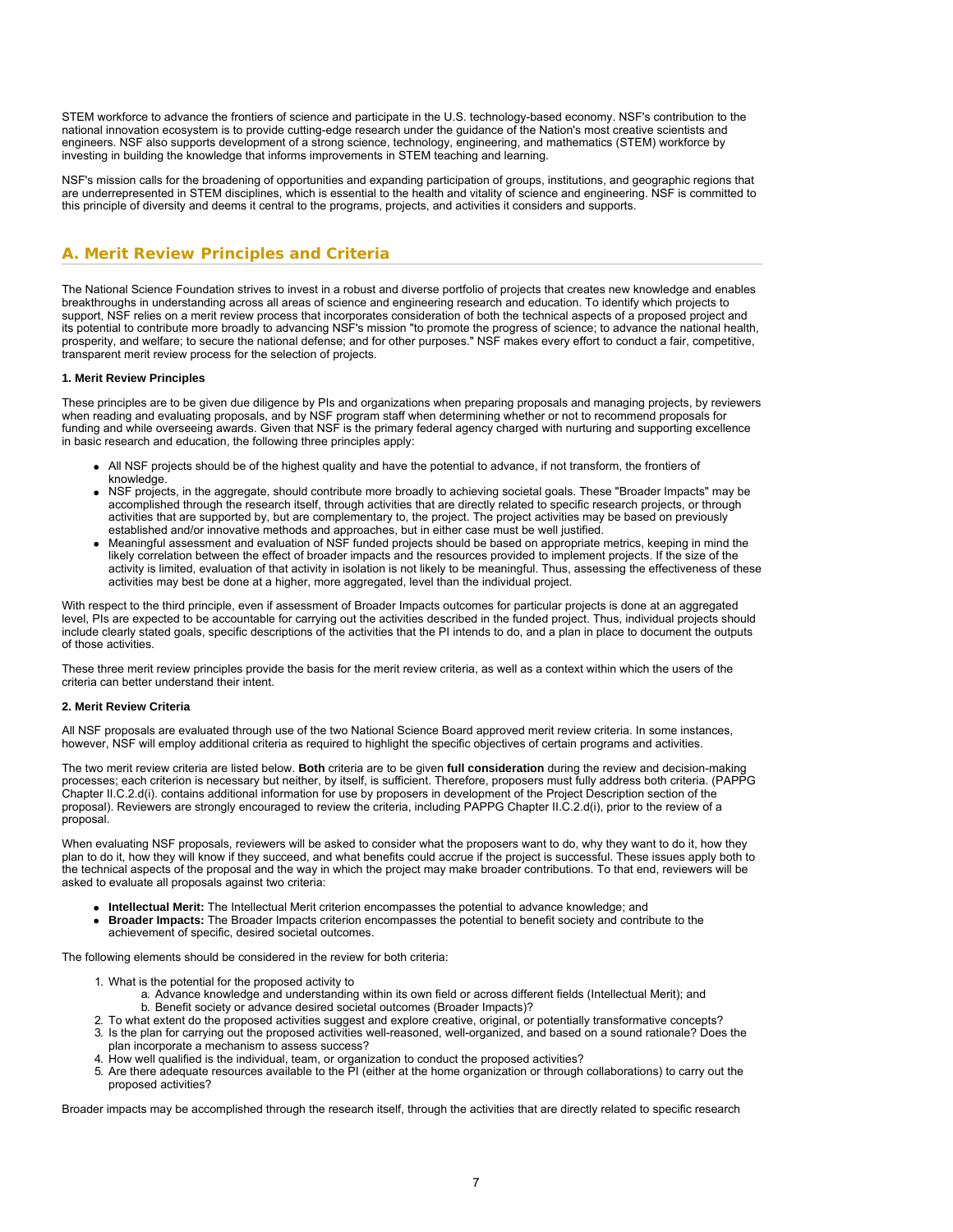STEM workforce to advance the frontiers of science and participate in the U.S. technology-based economy. NSF's contribution to the national innovation ecosystem is to provide cutting-edge research under the guidance of the Nation's most creative scientists and engineers. NSF also supports development of a strong science, technology, engineering, and mathematics (STEM) workforce by investing in building the knowledge that informs improvements in STEM teaching and learning.

NSF's mission calls for the broadening of opportunities and expanding participation of groups, institutions, and geographic regions that are underrepresented in STEM disciplines, which is essential to the health and vitality of science and engineering. NSF is committed to this principle of diversity and deems it central to the programs, projects, and activities it considers and supports.

## A. Merit Review Principles and Criteria

The National Science Foundation strives to invest in a robust and diverse portfolio of projects that creates new knowledge and enables breakthroughs in understanding across all areas of science and engineering research and education. To identify which projects to support, NSF relies on a merit review process that incorporates consideration of both the technical aspects of a proposed project and its potential to contribute more broadly to advancing NSF's mission "to promote the progress of science; to advance the national health, prosperity, and welfare; to secure the national defense; and for other purposes." NSF makes every effort to conduct a fair, competitive, transparent merit review process for the selection of projects.

**1. Merit Review Principles**

These principles are to be given due diligence by PIs and organizations when preparing proposals and managing projects, by reviewers when reading and evaluating proposals, and by NSF program staff when determining whether or not to recommend proposals for funding and while overseeing awards. Given that NSF is the primary federal agency charged with nurturing and supporting excellence in basic research and education, the following three principles apply:

- All NSF projects should be of the highest quality and have the potential to advance, if not transform, the frontiers of knowledge.
- NSF projects, in the aggregate, should contribute more broadly to achieving societal goals. These "Broader Impacts" may be accomplished through the research itself, through activities that are directly related to specific research projects, or through activities that are supported by, but are complementary to, the project. The project activities may be based on previously established and/or innovative methods and approaches, but in either case must be well justified.
- Meaningful assessment and evaluation of NSF funded projects should be based on appropriate metrics, keeping in mind the likely correlation between the effect of broader impacts and the resources provided to implement projects. If the size of the activity is limited, evaluation of that activity in isolation is not likely to be meaningful. Thus, assessing the effectiveness of these activities may best be done at a higher, more aggregated, level than the individual project.

With respect to the third principle, even if assessment of Broader Impacts outcomes for particular projects is done at an aggregated level, PIs are expected to be accountable for carrying out the activities described in the funded project. Thus, individual projects should include clearly stated goals, specific descriptions of the activities that the PI intends to do, and a plan in place to document the outputs of those activities.

These three merit review principles provide the basis for the merit review criteria, as well as a context within which the users of the criteria can better understand their intent.

**2. Merit Review Criteria**

All NSF proposals are evaluated through use of the two National Science Board approved merit review criteria. In some instances, however, NSF will employ additional criteria as required to highlight the specific objectives of certain programs and activities.

The two merit review criteria are listed below. **Both** criteria are to be given **full consideration** during the review and decision-making processes; each criterion is necessary but neither, by itself, is sufficient. Therefore, proposers must fully address both criteria. (PAPPG Chapter II.C.2.d(i). contains additional information for use by proposers in development of the Project Description section of the proposal). Reviewers are strongly encouraged to review the criteria, including PAPPG Chapter II.C.2.d(i), prior to the review of a proposal.

When evaluating NSF proposals, reviewers will be asked to consider what the proposers want to do, why they want to do it, how they plan to do it, how they will know if they succeed, and what benefits could accrue if the project is successful. These issues apply both to the technical aspects of the proposal and the way in which the project may make broader contributions. To that end, reviewers will be asked to evaluate all proposals against two criteria:

- **Intellectual Merit:** The Intellectual Merit criterion encompasses the potential to advance knowledge; and
- **Broader Impacts:** The Broader Impacts criterion encompasses the potential to benefit society and contribute to the achievement of specific, desired societal outcomes.

The following elements should be considered in the review for both criteria:

1. What is the potential for the proposed activity to
    a. Advance knowledge and understanding within its own field or across different fields (Intellectual Merit); and
    b. Benefit society or advance desired societal outcomes (Broader Impacts)?
2. To what extent do the proposed activities suggest and explore creative, original, or potentially transformative concepts?
3. Is the plan for carrying out the proposed activities well-reasoned, well-organized, and based on a sound rationale? Does the plan incorporate a mechanism to assess success?
4. How well qualified is the individual, team, or organization to conduct the proposed activities?
5. Are there adequate resources available to the PI (either at the home organization or through collaborations) to carry out the proposed activities?

Broader impacts may be accomplished through the research itself, through the activities that are directly related to specific research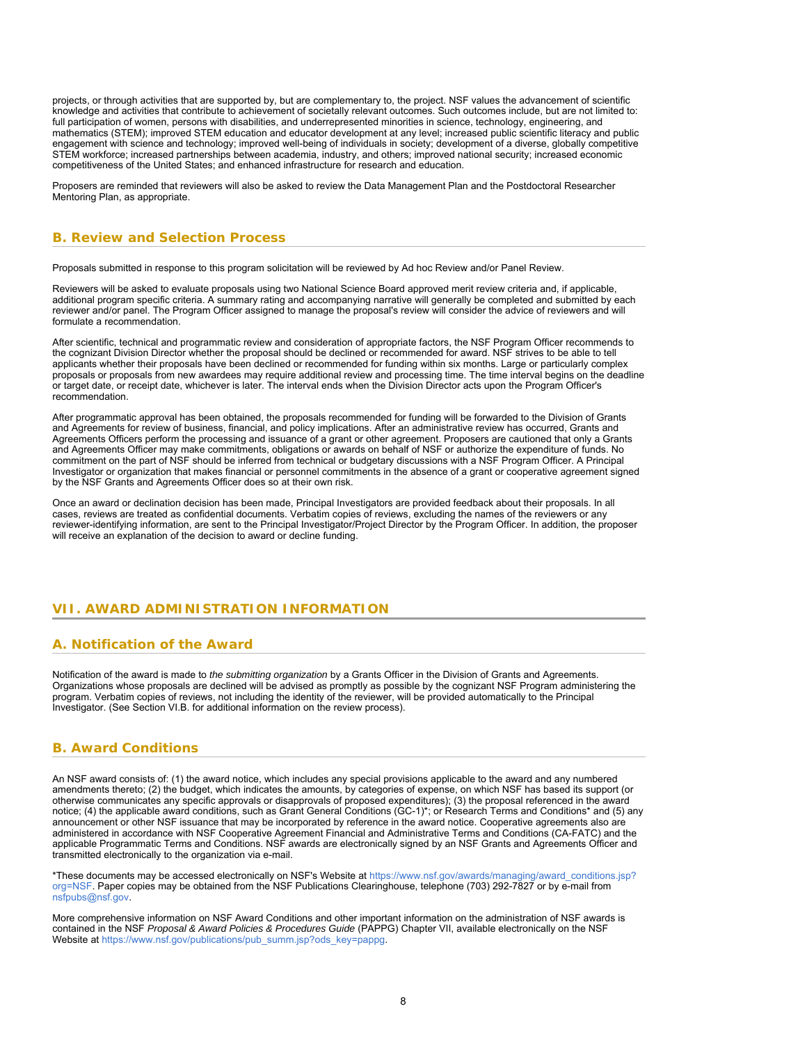projects, or through activities that are supported by, but are complementary to, the project. NSF values the advancement of scientific knowledge and activities that contribute to achievement of societally relevant outcomes. Such outcomes include, but are not limited to: full participation of women, persons with disabilities, and underrepresented minorities in science, technology, engineering, and mathematics (STEM); improved STEM education and educator development at any level; increased public scientific literacy and public engagement with science and technology; improved well-being of individuals in society; development of a diverse, globally competitive STEM workforce; increased partnerships between academia, industry, and others; improved national security; increased economic competitiveness of the United States; and enhanced infrastructure for research and education.

Proposers are reminded that reviewers will also be asked to review the Data Management Plan and the Postdoctoral Researcher Mentoring Plan, as appropriate.

## B. Review and Selection Process

Proposals submitted in response to this program solicitation will be reviewed by Ad hoc Review and/or Panel Review.

Reviewers will be asked to evaluate proposals using two National Science Board approved merit review criteria and, if applicable, additional program specific criteria. A summary rating and accompanying narrative will generally be completed and submitted by each reviewer and/or panel. The Program Officer assigned to manage the proposal's review will consider the advice of reviewers and will formulate a recommendation.

After scientific, technical and programmatic review and consideration of appropriate factors, the NSF Program Officer recommends to the cognizant Division Director whether the proposal should be declined or recommended for award. NSF strives to be able to tell applicants whether their proposals have been declined or recommended for funding within six months. Large or particularly complex proposals or proposals from new awardees may require additional review and processing time. The time interval begins on the deadline or target date, or receipt date, whichever is later. The interval ends when the Division Director acts upon the Program Officer's recommendation.

After programmatic approval has been obtained, the proposals recommended for funding will be forwarded to the Division of Grants and Agreements for review of business, financial, and policy implications. After an administrative review has occurred, Grants and Agreements Officers perform the processing and issuance of a grant or other agreement. Proposers are cautioned that only a Grants and Agreements Officer may make commitments, obligations or awards on behalf of NSF or authorize the expenditure of funds. No commitment on the part of NSF should be inferred from technical or budgetary discussions with a NSF Program Officer. A Principal Investigator or organization that makes financial or personnel commitments in the absence of a grant or cooperative agreement signed by the NSF Grants and Agreements Officer does so at their own risk.

Once an award or declination decision has been made, Principal Investigators are provided feedback about their proposals. In all cases, reviews are treated as confidential documents. Verbatim copies of reviews, excluding the names of the reviewers or any reviewer-identifying information, are sent to the Principal Investigator/Project Director by the Program Officer. In addition, the proposer will receive an explanation of the decision to award or decline funding.

# VII. AWARD ADMINISTRATION INFORMATION

## A. Notification of the Award

Notification of the award is made to *the submitting organization* by a Grants Officer in the Division of Grants and Agreements. Organizations whose proposals are declined will be advised as promptly as possible by the cognizant NSF Program administering the program. Verbatim copies of reviews, not including the identity of the reviewer, will be provided automatically to the Principal Investigator. (See Section VI.B. for additional information on the review process).

## B. Award Conditions

An NSF award consists of: (1) the award notice, which includes any special provisions applicable to the award and any numbered amendments thereto; (2) the budget, which indicates the amounts, by categories of expense, on which NSF has based its support (or otherwise communicates any specific approvals or disapprovals of proposed expenditures); (3) the proposal referenced in the award notice; (4) the applicable award conditions, such as Grant General Conditions (GC-1)*; or Research Terms and Conditions* and (5) any announcement or other NSF issuance that may be incorporated by reference in the award notice. Cooperative agreements also are administered in accordance with NSF Cooperative Agreement Financial and Administrative Terms and Conditions (CA-FATC) and the applicable Programmatic Terms and Conditions. NSF awards are electronically signed by an NSF Grants and Agreements Officer and transmitted electronically to the organization via e-mail.

*These documents may be accessed electronically on NSF's Website at https://www.nsf.gov/awards/managing/award_conditions.jsp?org=NSF. Paper copies may be obtained from the NSF Publications Clearinghouse, telephone (703) 292-7827 or by e-mail from nsfpubs@nsf.gov.

More comprehensive information on NSF Award Conditions and other important information on the administration of NSF awards is contained in the NSF *Proposal & Award Policies & Procedures Guide* (PAPPG) Chapter VII, available electronically on the NSF Website at https://www.nsf.gov/publications/pub_summ.jsp?ods_key=pappg.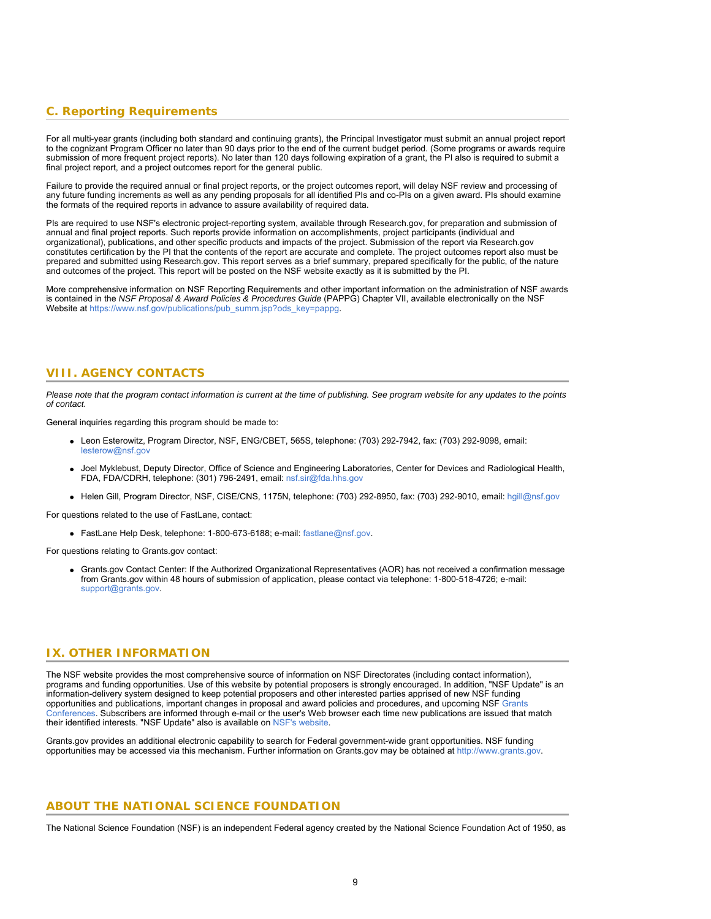### C. Reporting Requirements

For all multi-year grants (including both standard and continuing grants), the Principal Investigator must submit an annual project report to the cognizant Program Officer no later than 90 days prior to the end of the current budget period. (Some programs or awards require submission of more frequent project reports). No later than 120 days following expiration of a grant, the PI also is required to submit a final project report, and a project outcomes report for the general public.

Failure to provide the required annual or final project reports, or the project outcomes report, will delay NSF review and processing of any future funding increments as well as any pending proposals for all identified PIs and co-PIs on a given award. PIs should examine the formats of the required reports in advance to assure availability of required data.

PIs are required to use NSF's electronic project-reporting system, available through Research.gov, for preparation and submission of annual and final project reports. Such reports provide information on accomplishments, project participants (individual and organizational), publications, and other specific products and impacts of the project. Submission of the report via Research.gov constitutes certification by the PI that the contents of the report are accurate and complete. The project outcomes report also must be prepared and submitted using Research.gov. This report serves as a brief summary, prepared specifically for the public, of the nature and outcomes of the project. This report will be posted on the NSF website exactly as it is submitted by the PI.

More comprehensive information on NSF Reporting Requirements and other important information on the administration of NSF awards is contained in the *NSF Proposal & Award Policies & Procedures Guide* (PAPPG) Chapter VII, available electronically on the NSF Website at https://www.nsf.gov/publications/pub_summ.jsp?ods_key=pappg.

## VIII. AGENCY CONTACTS

*Please note that the program contact information is current at the time of publishing. See program website for any updates to the points of contact.*

General inquiries regarding this program should be made to:

- Leon Esterowitz, Program Director, NSF, ENG/CBET, 565S, telephone: (703) 292-7942, fax: (703) 292-9098, email: lesterow@nsf.gov
- Joel Myklebust, Deputy Director, Office of Science and Engineering Laboratories, Center for Devices and Radiological Health, FDA, FDA/CDRH, telephone: (301) 796-2491, email: nsf.sir@fda.hhs.gov
- Helen Gill, Program Director, NSF, CISE/CNS, 1175N, telephone: (703) 292-8950, fax: (703) 292-9010, email: hgill@nsf.gov

For questions related to the use of FastLane, contact:

- FastLane Help Desk, telephone: 1-800-673-6188; e-mail: fastlane@nsf.gov.

For questions relating to Grants.gov contact:

- Grants.gov Contact Center: If the Authorized Organizational Representatives (AOR) has not received a confirmation message from Grants.gov within 48 hours of submission of application, please contact via telephone: 1-800-518-4726; e-mail: support@grants.gov.

## IX. OTHER INFORMATION

The NSF website provides the most comprehensive source of information on NSF Directorates (including contact information), programs and funding opportunities. Use of this website by potential proposers is strongly encouraged. In addition, "NSF Update" is an information-delivery system designed to keep potential proposers and other interested parties apprised of new NSF funding opportunities and publications, important changes in proposal and award policies and procedures, and upcoming NSF Grants Conferences. Subscribers are informed through e-mail or the user's Web browser each time new publications are issued that match their identified interests. "NSF Update" also is available on NSF's website.

Grants.gov provides an additional electronic capability to search for Federal government-wide grant opportunities. NSF funding opportunities may be accessed via this mechanism. Further information on Grants.gov may be obtained at http://www.grants.gov.

## ABOUT THE NATIONAL SCIENCE FOUNDATION

The National Science Foundation (NSF) is an independent Federal agency created by the National Science Foundation Act of 1950, as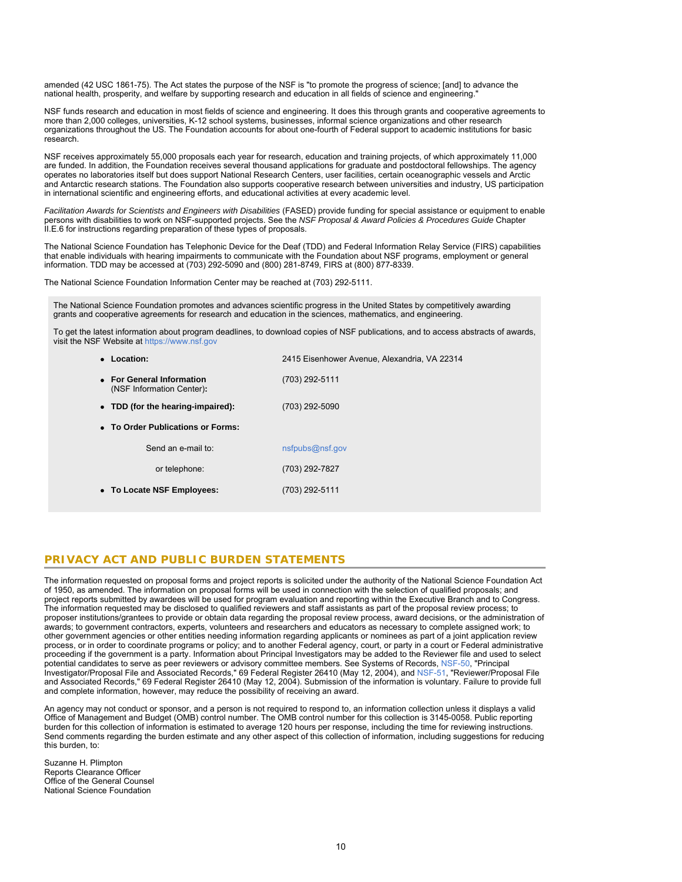amended (42 USC 1861-75). The Act states the purpose of the NSF is "to promote the progress of science; [and] to advance the national health, prosperity, and welfare by supporting research and education in all fields of science and engineering."

NSF funds research and education in most fields of science and engineering. It does this through grants and cooperative agreements to more than 2,000 colleges, universities, K-12 school systems, businesses, informal science organizations and other research organizations throughout the US. The Foundation accounts for about one-fourth of Federal support to academic institutions for basic research.

NSF receives approximately 55,000 proposals each year for research, education and training projects, of which approximately 11,000 are funded. In addition, the Foundation receives several thousand applications for graduate and postdoctoral fellowships. The agency operates no laboratories itself but does support National Research Centers, user facilities, certain oceanographic vessels and Arctic and Antarctic research stations. The Foundation also supports cooperative research between universities and industry, US participation in international scientific and engineering efforts, and educational activities at every academic level.

*Facilitation Awards for Scientists and Engineers with Disabilities* (FASED) provide funding for special assistance or equipment to enable persons with disabilities to work on NSF-supported projects. See the *NSF Proposal & Award Policies & Procedures Guide* Chapter II.E.6 for instructions regarding preparation of these types of proposals.

The National Science Foundation has Telephonic Device for the Deaf (TDD) and Federal Information Relay Service (FIRS) capabilities that enable individuals with hearing impairments to communicate with the Foundation about NSF programs, employment or general information. TDD may be accessed at (703) 292-5090 and (800) 281-8749, FIRS at (800) 877-8339.

The National Science Foundation Information Center may be reached at (703) 292-5111.

The National Science Foundation promotes and advances scientific progress in the United States by competitively awarding grants and cooperative agreements for research and education in the sciences, mathematics, and engineering.

To get the latest information about program deadlines, to download copies of NSF publications, and to access abstracts of awards, visit the NSF Website at https://www.nsf.gov

- **Location:** 2415 Eisenhower Avenue, Alexandria, VA 22314
- **For General Information** (NSF Information Center)**:** (703) 292-5111
- **TDD (for the hearing-impaired):** (703) 292-5090
- **To Order Publications or Forms:**
  - Send an e-mail to: nsfpubs@nsf.gov
  - or telephone: (703) 292-7827
- **To Locate NSF Employees:** (703) 292-5111

## PRIVACY ACT AND PUBLIC BURDEN STATEMENTS

The information requested on proposal forms and project reports is solicited under the authority of the National Science Foundation Act of 1950, as amended. The information on proposal forms will be used in connection with the selection of qualified proposals; and project reports submitted by awardees will be used for program evaluation and reporting within the Executive Branch and to Congress. The information requested may be disclosed to qualified reviewers and staff assistants as part of the proposal review process; to proposer institutions/grantees to provide or obtain data regarding the proposal review process, award decisions, or the administration of awards; to government contractors, experts, volunteers and researchers and educators as necessary to complete assigned work; to other government agencies or other entities needing information regarding applicants or nominees as part of a joint application review process, or in order to coordinate programs or policy; and to another Federal agency, court, or party in a court or Federal administrative proceeding if the government is a party. Information about Principal Investigators may be added to the Reviewer file and used to select potential candidates to serve as peer reviewers or advisory committee members. See Systems of Records, NSF-50, "Principal Investigator/Proposal File and Associated Records," 69 Federal Register 26410 (May 12, 2004), and NSF-51, "Reviewer/Proposal File and Associated Records," 69 Federal Register 26410 (May 12, 2004). Submission of the information is voluntary. Failure to provide full and complete information, however, may reduce the possibility of receiving an award.

An agency may not conduct or sponsor, and a person is not required to respond to, an information collection unless it displays a valid Office of Management and Budget (OMB) control number. The OMB control number for this collection is 3145-0058. Public reporting burden for this collection of information is estimated to average 120 hours per response, including the time for reviewing instructions. Send comments regarding the burden estimate and any other aspect of this collection of information, including suggestions for reducing this burden, to:

Suzanne H. Plimpton
Reports Clearance Officer
Office of the General Counsel
National Science Foundation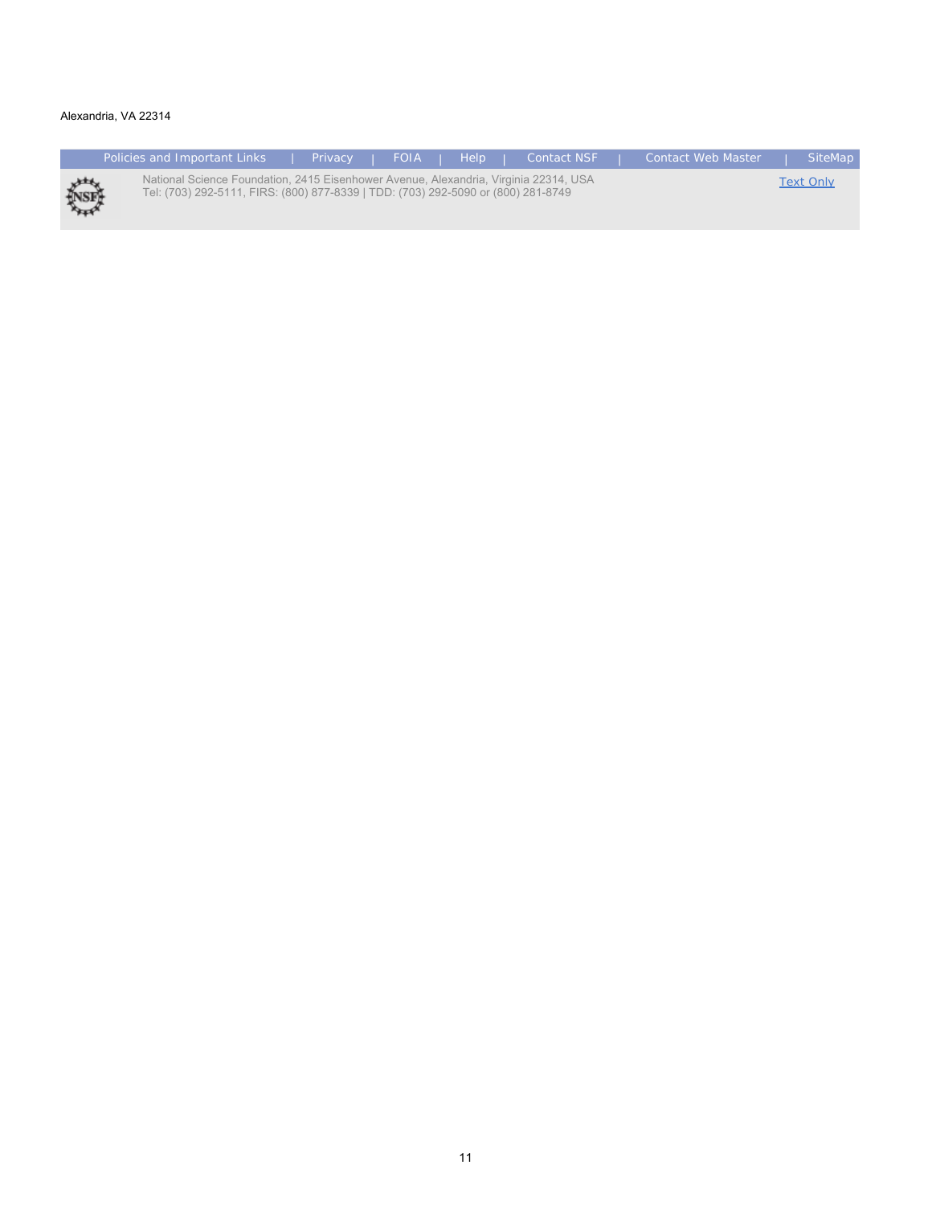Alexandria, VA 22314

Policies and Important Links | Privacy | FOIA | Help | Contact NSF | Contact Web Master | SiteMap

National Science Foundation, 2415 Eisenhower Avenue, Alexandria, Virginia 22314, USA
Tel: (703) 292-5111, FIRS: (800) 877-8339 | TDD: (703) 292-5090 or (800) 281-8749

Text Only